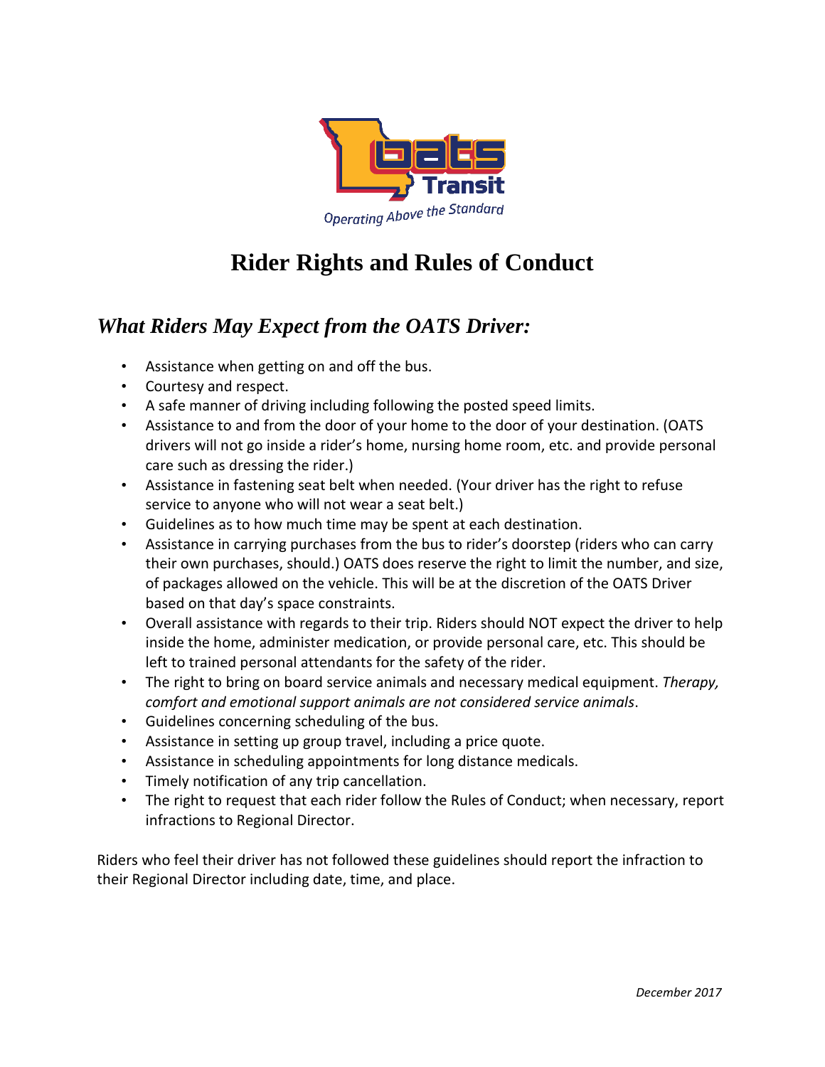# Rider Rights and Rules of Conduct

## *What Riders May Expect from the OATS Driver:*

- Assistance when getting on and off the bus.
- Courtesy and respect.
- A safe manner of driving including following the posted speed limits.
- Assistance to and from the door of your home to the door of your destination. (OATS drivers will not go inside a rider's home, nursing home room, etc. and provide personal care such as dressing the rider.)
- Assistance in fastening seat belt when needed. (Your driver has the right to refuse service to anyone who will not wear a seat belt.)
- Guidelines as to how much time may be spent at each destination.
- Assistance in carrying purchases from the bus to rider's doorstep (riders who can carry their own purchases, should.) OATS does reserve the right to limit the number, and size, of packages allowed on the vehicle. This will be at the discretion of the OATS Driver based on that day's space constraints.
- Overall assistance with regards to their trip. Riders should NOT expect the driver to help inside the home, administer medication, or provide personal care, etc. This should be left to trained personal attendants for the safety of the rider.
- The right to bring on board service animals and necessary medical equipment. *Therapy, comfort and emotional support animals are not considered service animals*.
- Guidelines concerning scheduling of the bus.
- Assistance in setting up group travel, including a price quote.
- Assistance in scheduling appointments for long distance medicals.
- Timely notification of any trip cancellation.
- The right to request that each rider follow the Rules of Conduct; when necessary, report infractions to Regional Director.

Riders who feel their driver has not followed these guidelines should report the infraction to their Regional Director including date, time, and place.

*December 2017*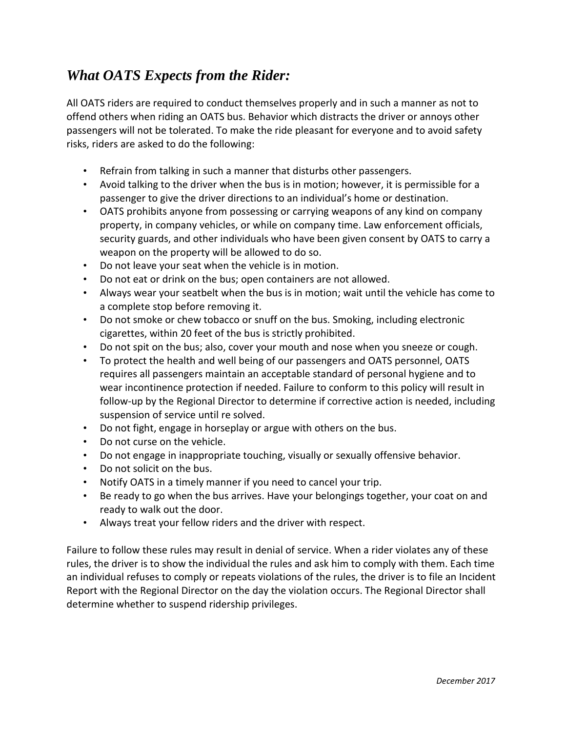## *What OATS Expects from the Rider:*

All OATS riders are required to conduct themselves properly and in such a manner as not to offend others when riding an OATS bus. Behavior which distracts the driver or annoys other passengers will not be tolerated. To make the ride pleasant for everyone and to avoid safety risks, riders are asked to do the following:

- Refrain from talking in such a manner that disturbs other passengers.
- Avoid talking to the driver when the bus is in motion; however, it is permissible for a passenger to give the driver directions to an individual's home or destination.
- OATS prohibits anyone from possessing or carrying weapons of any kind on company property, in company vehicles, or while on company time. Law enforcement officials, security guards, and other individuals who have been given consent by OATS to carry a weapon on the property will be allowed to do so.
- Do not leave your seat when the vehicle is in motion.
- Do not eat or drink on the bus; open containers are not allowed.
- Always wear your seatbelt when the bus is in motion; wait until the vehicle has come to a complete stop before removing it.
- Do not smoke or chew tobacco or snuff on the bus. Smoking, including electronic cigarettes, within 20 feet of the bus is strictly prohibited.
- Do not spit on the bus; also, cover your mouth and nose when you sneeze or cough.
- To protect the health and well being of our passengers and OATS personnel, OATS requires all passengers maintain an acceptable standard of personal hygiene and to wear incontinence protection if needed. Failure to conform to this policy will result in follow-up by the Regional Director to determine if corrective action is needed, including suspension of service until re solved.
- Do not fight, engage in horseplay or argue with others on the bus.
- Do not curse on the vehicle.
- Do not engage in inappropriate touching, visually or sexually offensive behavior.
- Do not solicit on the bus.
- Notify OATS in a timely manner if you need to cancel your trip.
- Be ready to go when the bus arrives. Have your belongings together, your coat on and ready to walk out the door.
- Always treat your fellow riders and the driver with respect.

Failure to follow these rules may result in denial of service. When a rider violates any of these rules, the driver is to show the individual the rules and ask him to comply with them. Each time an individual refuses to comply or repeats violations of the rules, the driver is to file an Incident Report with the Regional Director on the day the violation occurs. The Regional Director shall determine whether to suspend ridership privileges.

*December 2017*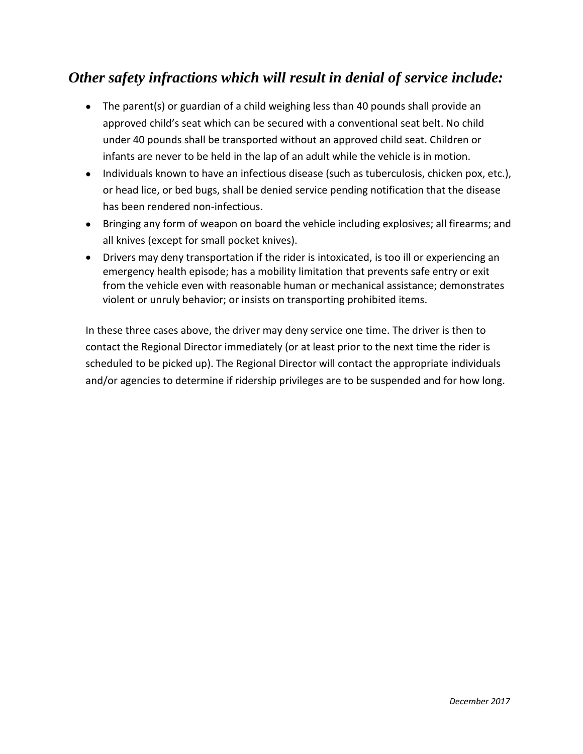## *Other safety infractions which will result in denial of service include:*

- The parent(s) or guardian of a child weighing less than 40 pounds shall provide an approved child's seat which can be secured with a conventional seat belt. No child under 40 pounds shall be transported without an approved child seat. Children or infants are never to be held in the lap of an adult while the vehicle is in motion.
- Individuals known to have an infectious disease (such as tuberculosis, chicken pox, etc.), or head lice, or bed bugs, shall be denied service pending notification that the disease has been rendered non-infectious.
- Bringing any form of weapon on board the vehicle including explosives; all firearms; and all knives (except for small pocket knives).
- Drivers may deny transportation if the rider is intoxicated, is too ill or experiencing an emergency health episode; has a mobility limitation that prevents safe entry or exit from the vehicle even with reasonable human or mechanical assistance; demonstrates violent or unruly behavior; or insists on transporting prohibited items.

In these three cases above, the driver may deny service one time. The driver is then to contact the Regional Director immediately (or at least prior to the next time the rider is scheduled to be picked up). The Regional Director will contact the appropriate individuals and/or agencies to determine if ridership privileges are to be suspended and for how long.

*December 2017*